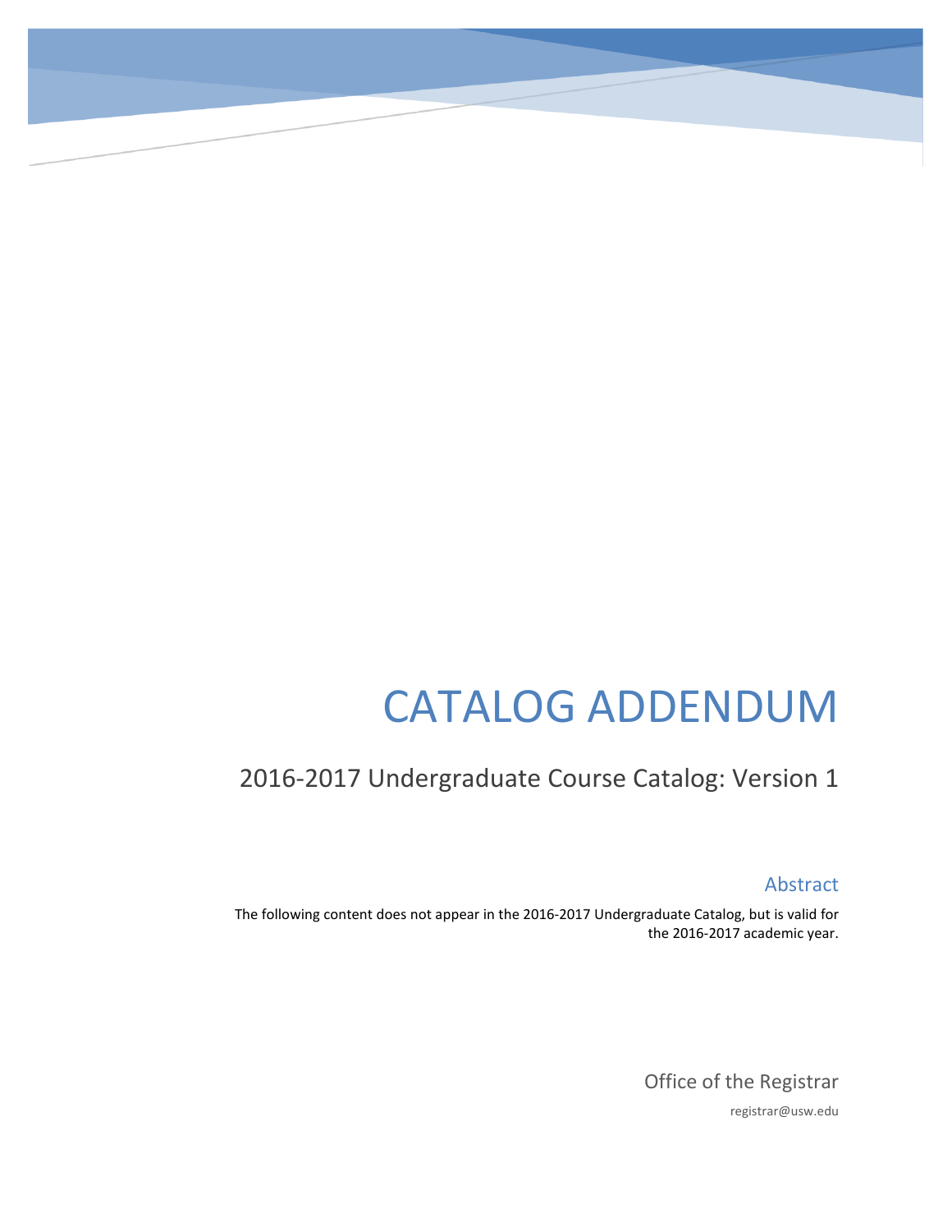# CATALOG ADDENDUM

## 2016-2017 Undergraduate Course Catalog: Version 1

### Abstract

The following content does not appear in the 2016-2017 Undergraduate Catalog, but is valid for the 2016-2017 academic year.

Office of the Registrar

registrar@usw.edu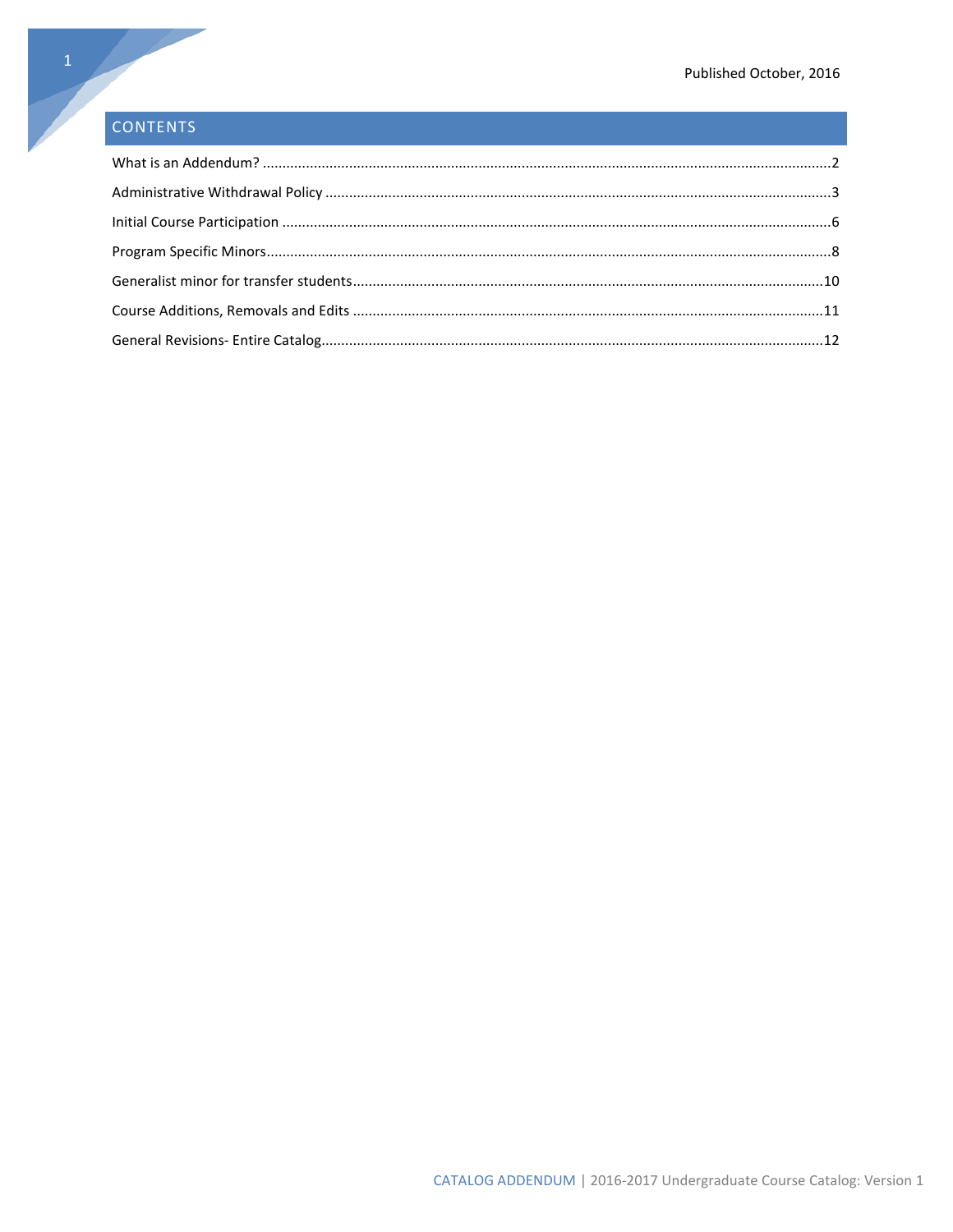Published October, 2016

## CONTENTS

What is an Addendum? ....................................................................................................................................2

Administrative Withdrawal Policy ....................................................................................................................3

Initial Course Participation ...............................................................................................................................6

Program Specific Minors....................................................................................................................................8

Generalist minor for transfer students.............................................................................................................10

Course Additions, Removals and Edits .............................................................................................................11

General Revisions- Entire Catalog.....................................................................................................................12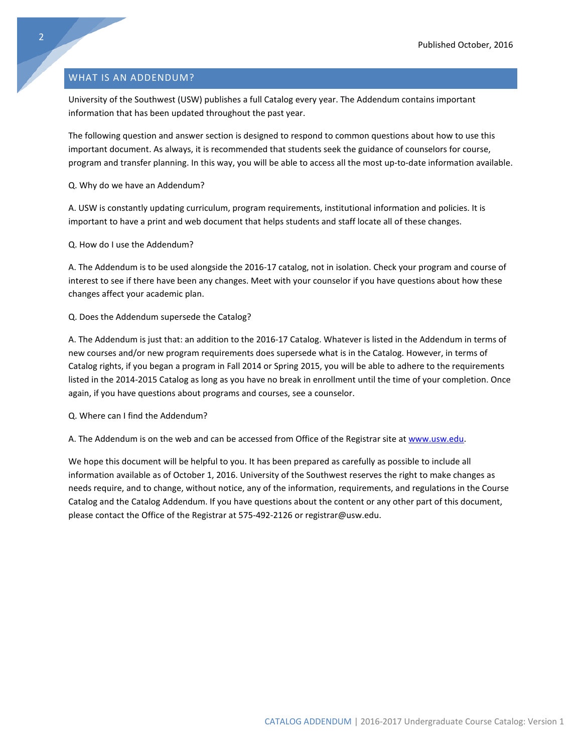## WHAT IS AN ADDENDUM?

University of the Southwest (USW) publishes a full Catalog every year. The Addendum contains important information that has been updated throughout the past year.

The following question and answer section is designed to respond to common questions about how to use this important document. As always, it is recommended that students seek the guidance of counselors for course, program and transfer planning. In this way, you will be able to access all the most up-to-date information available.

Q. Why do we have an Addendum?

A. USW is constantly updating curriculum, program requirements, institutional information and policies. It is important to have a print and web document that helps students and staff locate all of these changes.

Q. How do I use the Addendum?

A. The Addendum is to be used alongside the 2016-17 catalog, not in isolation. Check your program and course of interest to see if there have been any changes. Meet with your counselor if you have questions about how these changes affect your academic plan.

Q. Does the Addendum supersede the Catalog?

A. The Addendum is just that: an addition to the 2016-17 Catalog. Whatever is listed in the Addendum in terms of new courses and/or new program requirements does supersede what is in the Catalog. However, in terms of Catalog rights, if you began a program in Fall 2014 or Spring 2015, you will be able to adhere to the requirements listed in the 2014-2015 Catalog as long as you have no break in enrollment until the time of your completion. Once again, if you have questions about programs and courses, see a counselor.

Q. Where can I find the Addendum?

A. The Addendum is on the web and can be accessed from Office of the Registrar site at [www.usw.edu](http://www.usw.edu).

We hope this document will be helpful to you. It has been prepared as carefully as possible to include all information available as of October 1, 2016. University of the Southwest reserves the right to make changes as needs require, and to change, without notice, any of the information, requirements, and regulations in the Course Catalog and the Catalog Addendum. If you have questions about the content or any other part of this document, please contact the Office of the Registrar at 575-492-2126 or registrar@usw.edu.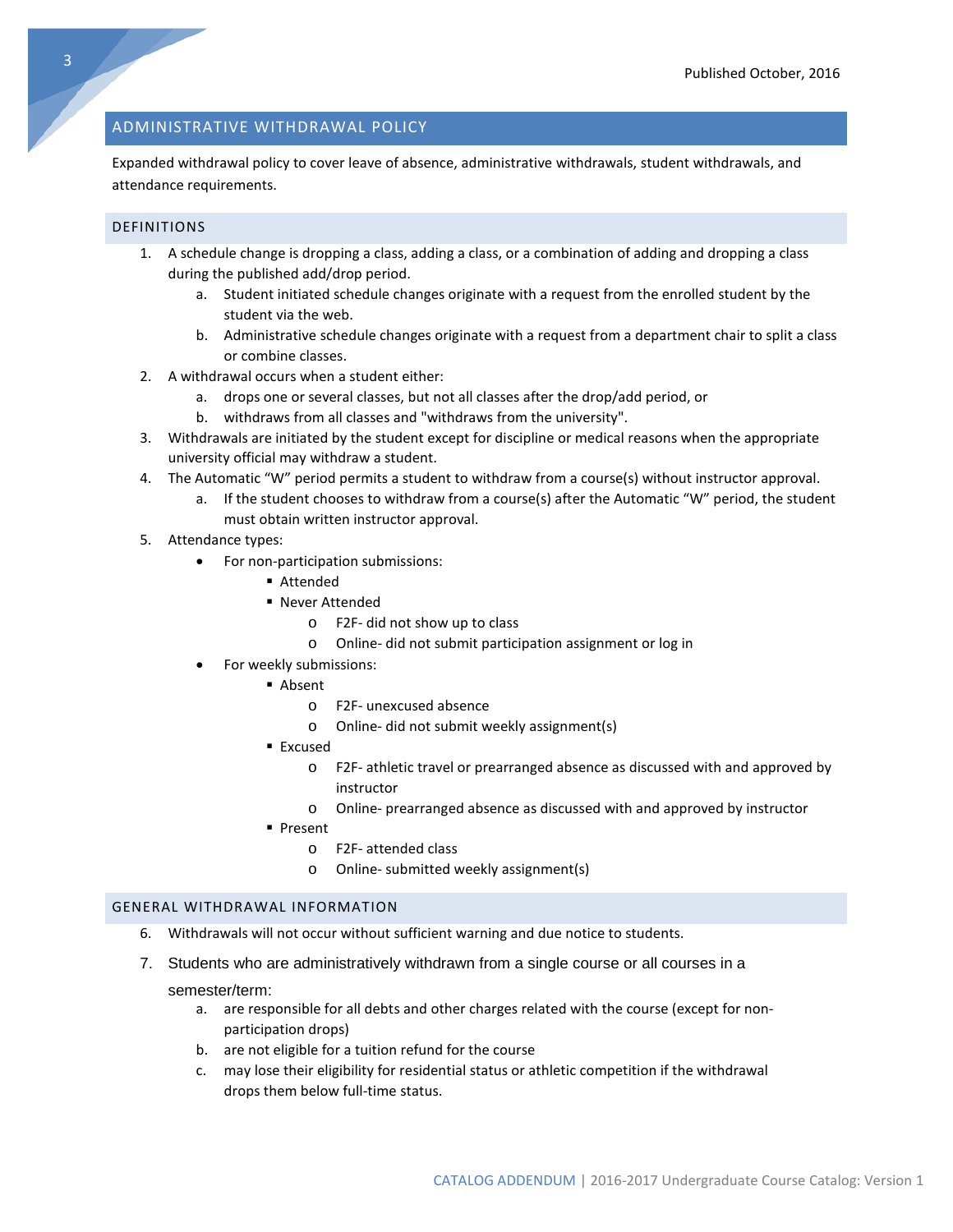## ADMINISTRATIVE WITHDRAWAL POLICY

Expanded withdrawal policy to cover leave of absence, administrative withdrawals, student withdrawals, and attendance requirements.

### DEFINITIONS

1. A schedule change is dropping a class, adding a class, or a combination of adding and dropping a class during the published add/drop period.
   a. Student initiated schedule changes originate with a request from the enrolled student by the student via the web.
   b. Administrative schedule changes originate with a request from a department chair to split a class or combine classes.
2. A withdrawal occurs when a student either:
   a. drops one or several classes, but not all classes after the drop/add period, or
   b. withdraws from all classes and "withdraws from the university".
3. Withdrawals are initiated by the student except for discipline or medical reasons when the appropriate university official may withdraw a student.
4. The Automatic "W" period permits a student to withdraw from a course(s) without instructor approval.
   a. If the student chooses to withdraw from a course(s) after the Automatic "W" period, the student must obtain written instructor approval.
5. Attendance types:
   - For non-participation submissions:
     - Attended
     - Never Attended
       - F2F- did not show up to class
       - Online- did not submit participation assignment or log in
   - For weekly submissions:
     - Absent
       - F2F- unexcused absence
       - Online- did not submit weekly assignment(s)
     - Excused
       - F2F- athletic travel or prearranged absence as discussed with and approved by instructor
       - Online- prearranged absence as discussed with and approved by instructor
     - Present
       - F2F- attended class
       - Online- submitted weekly assignment(s)

### GENERAL WITHDRAWAL INFORMATION

6. Withdrawals will not occur without sufficient warning and due notice to students.
7. Students who are administratively withdrawn from a single course or all courses in a semester/term:
   a. are responsible for all debts and other charges related with the course (except for non-participation drops)
   b. are not eligible for a tuition refund for the course
   c. may lose their eligibility for residential status or athletic competition if the withdrawal drops them below full-time status.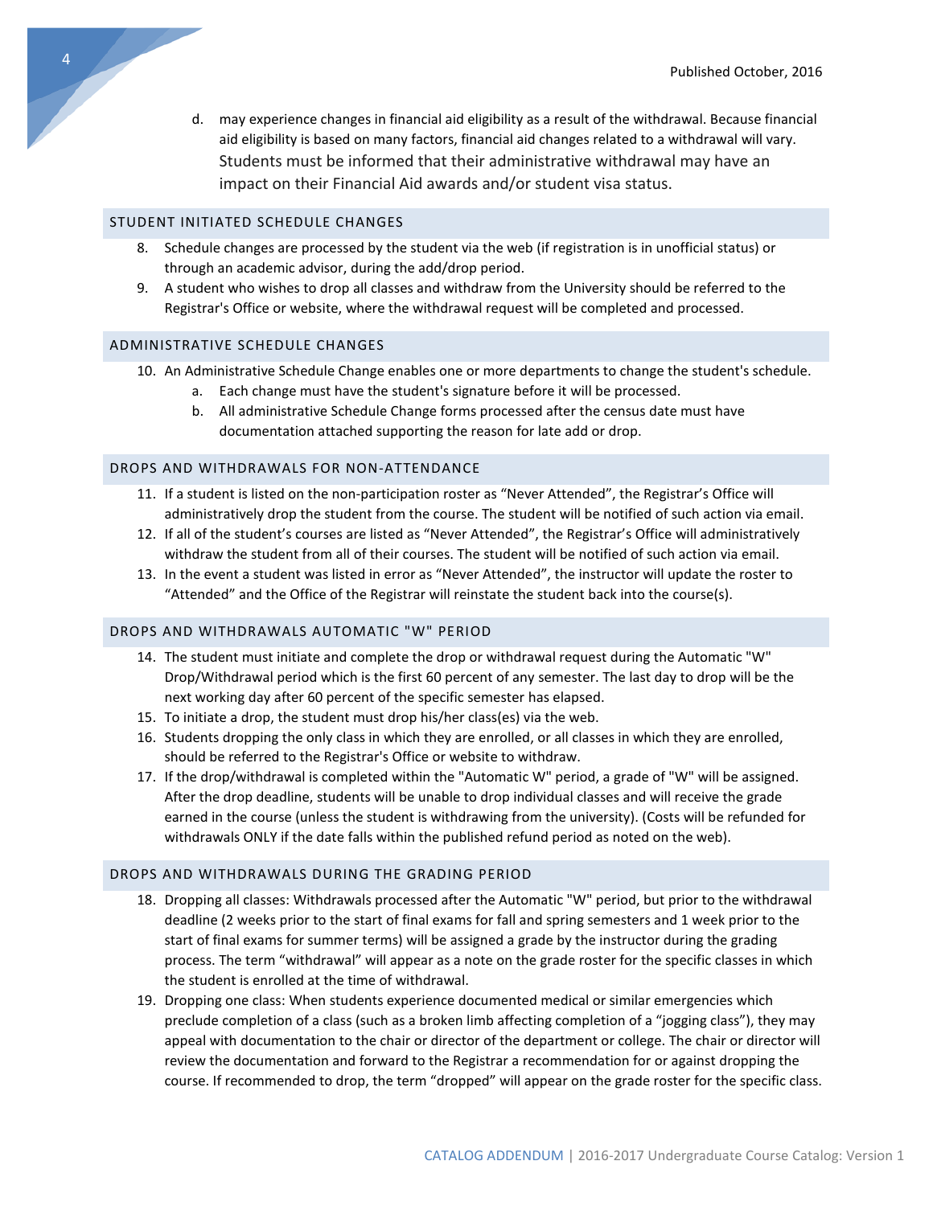d. may experience changes in financial aid eligibility as a result of the withdrawal. Because financial aid eligibility is based on many factors, financial aid changes related to a withdrawal will vary. Students must be informed that their administrative withdrawal may have an impact on their Financial Aid awards and/or student visa status.

## STUDENT INITIATED SCHEDULE CHANGES

8. Schedule changes are processed by the student via the web (if registration is in unofficial status) or through an academic advisor, during the add/drop period.
9. A student who wishes to drop all classes and withdraw from the University should be referred to the Registrar's Office or website, where the withdrawal request will be completed and processed.

## ADMINISTRATIVE SCHEDULE CHANGES

10. An Administrative Schedule Change enables one or more departments to change the student's schedule.
    a. Each change must have the student's signature before it will be processed.
    b. All administrative Schedule Change forms processed after the census date must have documentation attached supporting the reason for late add or drop.

## DROPS AND WITHDRAWALS FOR NON-ATTENDANCE

11. If a student is listed on the non-participation roster as "Never Attended", the Registrar's Office will administratively drop the student from the course. The student will be notified of such action via email.
12. If all of the student's courses are listed as "Never Attended", the Registrar's Office will administratively withdraw the student from all of their courses. The student will be notified of such action via email.
13. In the event a student was listed in error as "Never Attended", the instructor will update the roster to "Attended" and the Office of the Registrar will reinstate the student back into the course(s).

## DROPS AND WITHDRAWALS AUTOMATIC "W" PERIOD

14. The student must initiate and complete the drop or withdrawal request during the Automatic "W" Drop/Withdrawal period which is the first 60 percent of any semester. The last day to drop will be the next working day after 60 percent of the specific semester has elapsed.
15. To initiate a drop, the student must drop his/her class(es) via the web.
16. Students dropping the only class in which they are enrolled, or all classes in which they are enrolled, should be referred to the Registrar's Office or website to withdraw.
17. If the drop/withdrawal is completed within the "Automatic W" period, a grade of "W" will be assigned. After the drop deadline, students will be unable to drop individual classes and will receive the grade earned in the course (unless the student is withdrawing from the university). (Costs will be refunded for withdrawals ONLY if the date falls within the published refund period as noted on the web).

## DROPS AND WITHDRAWALS DURING THE GRADING PERIOD

18. Dropping all classes: Withdrawals processed after the Automatic "W" period, but prior to the withdrawal deadline (2 weeks prior to the start of final exams for fall and spring semesters and 1 week prior to the start of final exams for summer terms) will be assigned a grade by the instructor during the grading process. The term "withdrawal" will appear as a note on the grade roster for the specific classes in which the student is enrolled at the time of withdrawal.
19. Dropping one class: When students experience documented medical or similar emergencies which preclude completion of a class (such as a broken limb affecting completion of a "jogging class"), they may appeal with documentation to the chair or director of the department or college. The chair or director will review the documentation and forward to the Registrar a recommendation for or against dropping the course. If recommended to drop, the term "dropped" will appear on the grade roster for the specific class.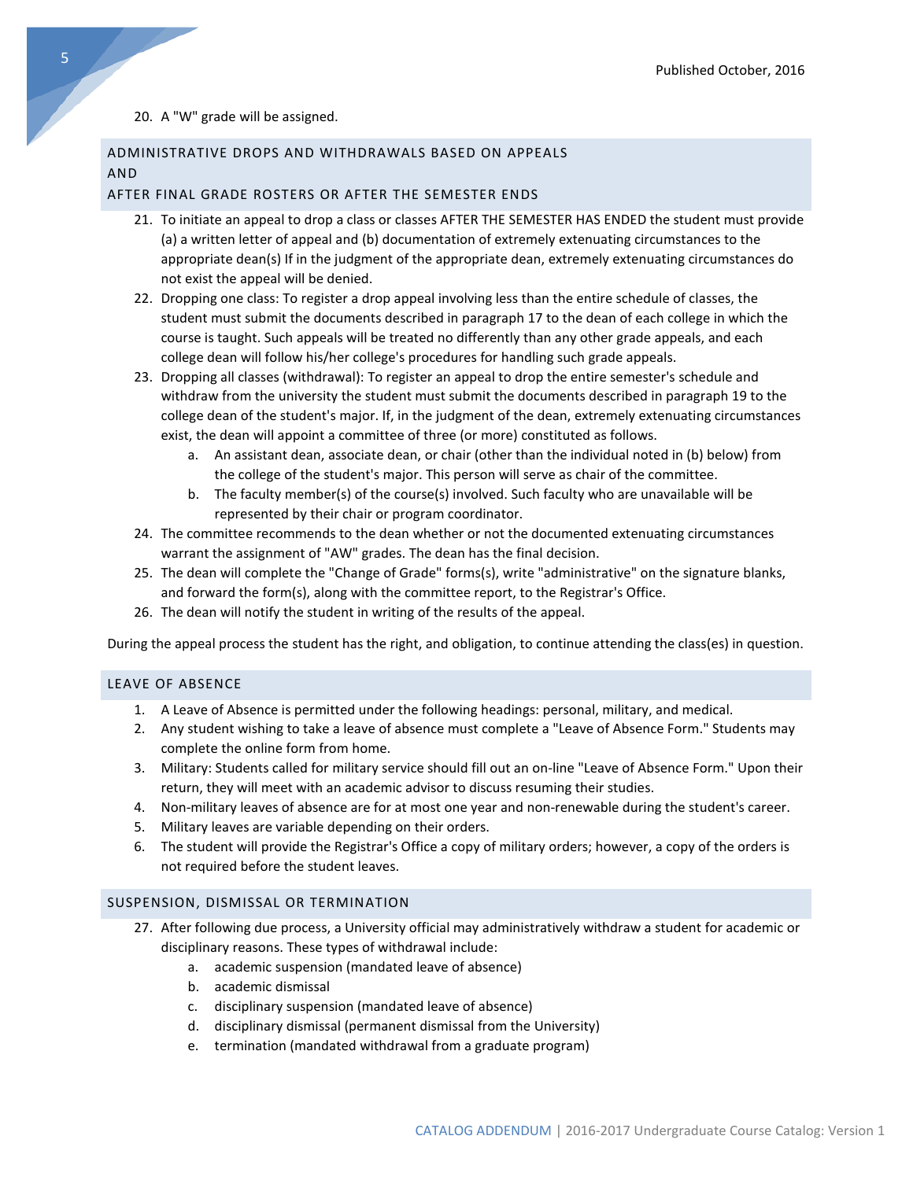20. A "W" grade will be assigned.

## ADMINISTRATIVE DROPS AND WITHDRAWALS BASED ON APPEALS AND AFTER FINAL GRADE ROSTERS OR AFTER THE SEMESTER ENDS

21. To initiate an appeal to drop a class or classes AFTER THE SEMESTER HAS ENDED the student must provide (a) a written letter of appeal and (b) documentation of extremely extenuating circumstances to the appropriate dean(s) If in the judgment of the appropriate dean, extremely extenuating circumstances do not exist the appeal will be denied.
22. Dropping one class: To register a drop appeal involving less than the entire schedule of classes, the student must submit the documents described in paragraph 17 to the dean of each college in which the course is taught. Such appeals will be treated no differently than any other grade appeals, and each college dean will follow his/her college's procedures for handling such grade appeals.
23. Dropping all classes (withdrawal): To register an appeal to drop the entire semester's schedule and withdraw from the university the student must submit the documents described in paragraph 19 to the college dean of the student's major. If, in the judgment of the dean, extremely extenuating circumstances exist, the dean will appoint a committee of three (or more) constituted as follows.
    a. An assistant dean, associate dean, or chair (other than the individual noted in (b) below) from the college of the student's major. This person will serve as chair of the committee.
    b. The faculty member(s) of the course(s) involved. Such faculty who are unavailable will be represented by their chair or program coordinator.
24. The committee recommends to the dean whether or not the documented extenuating circumstances warrant the assignment of "AW" grades. The dean has the final decision.
25. The dean will complete the "Change of Grade" forms(s), write "administrative" on the signature blanks, and forward the form(s), along with the committee report, to the Registrar's Office.
26. The dean will notify the student in writing of the results of the appeal.

During the appeal process the student has the right, and obligation, to continue attending the class(es) in question.

## LEAVE OF ABSENCE

1. A Leave of Absence is permitted under the following headings: personal, military, and medical.
2. Any student wishing to take a leave of absence must complete a "Leave of Absence Form." Students may complete the online form from home.
3. Military: Students called for military service should fill out an on-line "Leave of Absence Form." Upon their return, they will meet with an academic advisor to discuss resuming their studies.
4. Non-military leaves of absence are for at most one year and non-renewable during the student's career.
5. Military leaves are variable depending on their orders.
6. The student will provide the Registrar's Office a copy of military orders; however, a copy of the orders is not required before the student leaves.

## SUSPENSION, DISMISSAL OR TERMINATION

27. After following due process, a University official may administratively withdraw a student for academic or disciplinary reasons. These types of withdrawal include:
    a. academic suspension (mandated leave of absence)
    b. academic dismissal
    c. disciplinary suspension (mandated leave of absence)
    d. disciplinary dismissal (permanent dismissal from the University)
    e. termination (mandated withdrawal from a graduate program)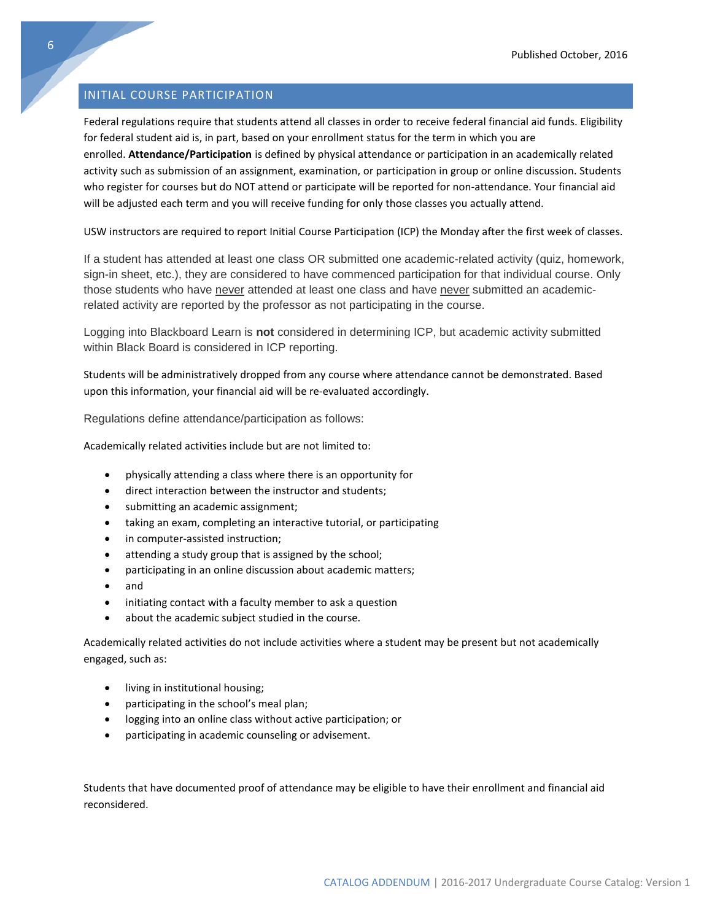## INITIAL COURSE PARTICIPATION

Federal regulations require that students attend all classes in order to receive federal financial aid funds. Eligibility for federal student aid is, in part, based on your enrollment status for the term in which you are enrolled. **Attendance/Participation** is defined by physical attendance or participation in an academically related activity such as submission of an assignment, examination, or participation in group or online discussion. Students who register for courses but do NOT attend or participate will be reported for non-attendance. Your financial aid will be adjusted each term and you will receive funding for only those classes you actually attend.

USW instructors are required to report Initial Course Participation (ICP) the Monday after the first week of classes.

If a student has attended at least one class OR submitted one academic-related activity (quiz, homework, sign-in sheet, etc.), they are considered to have commenced participation for that individual course. Only those students who have never attended at least one class and have never submitted an academic-related activity are reported by the professor as not participating in the course.

Logging into Blackboard Learn is **not** considered in determining ICP, but academic activity submitted within Black Board is considered in ICP reporting.

Students will be administratively dropped from any course where attendance cannot be demonstrated. Based upon this information, your financial aid will be re-evaluated accordingly.

Regulations define attendance/participation as follows:

Academically related activities include but are not limited to:

- physically attending a class where there is an opportunity for
- direct interaction between the instructor and students;
- submitting an academic assignment;
- taking an exam, completing an interactive tutorial, or participating
- in computer-assisted instruction;
- attending a study group that is assigned by the school;
- participating in an online discussion about academic matters;
- and
- initiating contact with a faculty member to ask a question
- about the academic subject studied in the course.

Academically related activities do not include activities where a student may be present but not academically engaged, such as:

- living in institutional housing;
- participating in the school's meal plan;
- logging into an online class without active participation; or
- participating in academic counseling or advisement.

Students that have documented proof of attendance may be eligible to have their enrollment and financial aid reconsidered.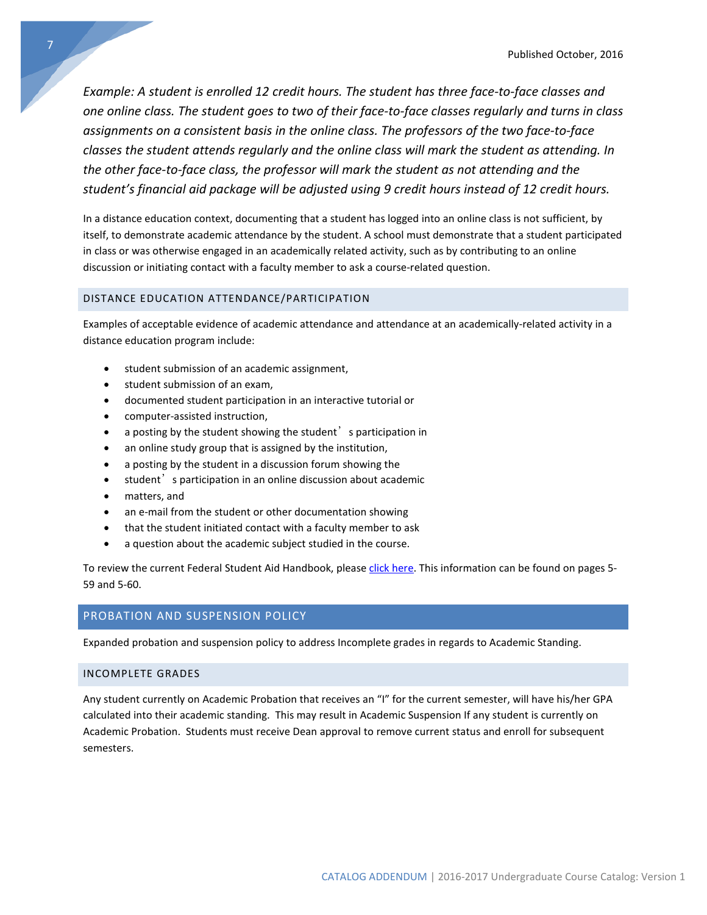*Example: A student is enrolled 12 credit hours. The student has three face-to-face classes and one online class. The student goes to two of their face-to-face classes regularly and turns in class assignments on a consistent basis in the online class. The professors of the two face-to-face classes the student attends regularly and the online class will mark the student as attending. In the other face-to-face class, the professor will mark the student as not attending and the student's financial aid package will be adjusted using 9 credit hours instead of 12 credit hours.*

In a distance education context, documenting that a student has logged into an online class is not sufficient, by itself, to demonstrate academic attendance by the student. A school must demonstrate that a student participated in class or was otherwise engaged in an academically related activity, such as by contributing to an online discussion or initiating contact with a faculty member to ask a course-related question.

### DISTANCE EDUCATION ATTENDANCE/PARTICIPATION

Examples of acceptable evidence of academic attendance and attendance at an academically-related activity in a distance education program include:

- student submission of an academic assignment,
- student submission of an exam,
- documented student participation in an interactive tutorial or
- computer-assisted instruction,
- a posting by the student showing the student's participation in
- an online study group that is assigned by the institution,
- a posting by the student in a discussion forum showing the
- student's participation in an online discussion about academic
- matters, and
- an e-mail from the student or other documentation showing
- that the student initiated contact with a faculty member to ask
- a question about the academic subject studied in the course.

To review the current Federal Student Aid Handbook, please click here. This information can be found on pages 5-59 and 5-60.

## PROBATION AND SUSPENSION POLICY

Expanded probation and suspension policy to address Incomplete grades in regards to Academic Standing.

### INCOMPLETE GRADES

Any student currently on Academic Probation that receives an "I" for the current semester, will have his/her GPA calculated into their academic standing. This may result in Academic Suspension If any student is currently on Academic Probation. Students must receive Dean approval to remove current status and enroll for subsequent semesters.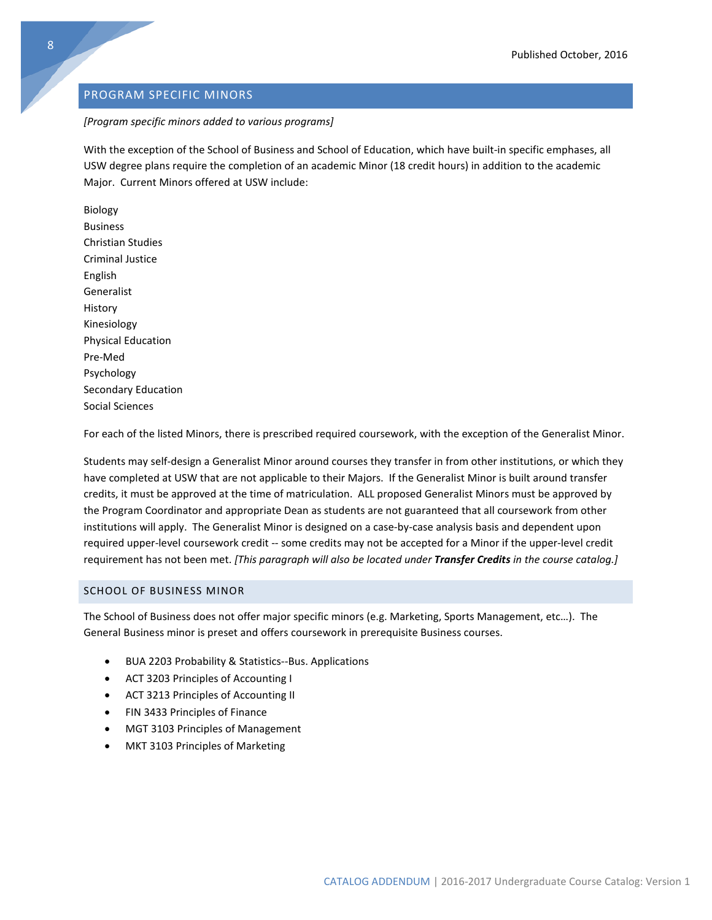## PROGRAM SPECIFIC MINORS

*[Program specific minors added to various programs]*

With the exception of the School of Business and School of Education, which have built-in specific emphases, all USW degree plans require the completion of an academic Minor (18 credit hours) in addition to the academic Major. Current Minors offered at USW include:

Biology
Business
Christian Studies
Criminal Justice
English
Generalist
History
Kinesiology
Physical Education
Pre-Med
Psychology
Secondary Education
Social Sciences

For each of the listed Minors, there is prescribed required coursework, with the exception of the Generalist Minor.

Students may self-design a Generalist Minor around courses they transfer in from other institutions, or which they have completed at USW that are not applicable to their Majors. If the Generalist Minor is built around transfer credits, it must be approved at the time of matriculation. ALL proposed Generalist Minors must be approved by the Program Coordinator and appropriate Dean as students are not guaranteed that all coursework from other institutions will apply. The Generalist Minor is designed on a case-by-case analysis basis and dependent upon required upper-level coursework credit -- some credits may not be accepted for a Minor if the upper-level credit requirement has not been met. *[This paragraph will also be located under **Transfer Credits** in the course catalog.]*

### SCHOOL OF BUSINESS MINOR

The School of Business does not offer major specific minors (e.g. Marketing, Sports Management, etc…). The General Business minor is preset and offers coursework in prerequisite Business courses.

- BUA 2203 Probability & Statistics--Bus. Applications
- ACT 3203 Principles of Accounting I
- ACT 3213 Principles of Accounting II
- FIN 3433 Principles of Finance
- MGT 3103 Principles of Management
- MKT 3103 Principles of Marketing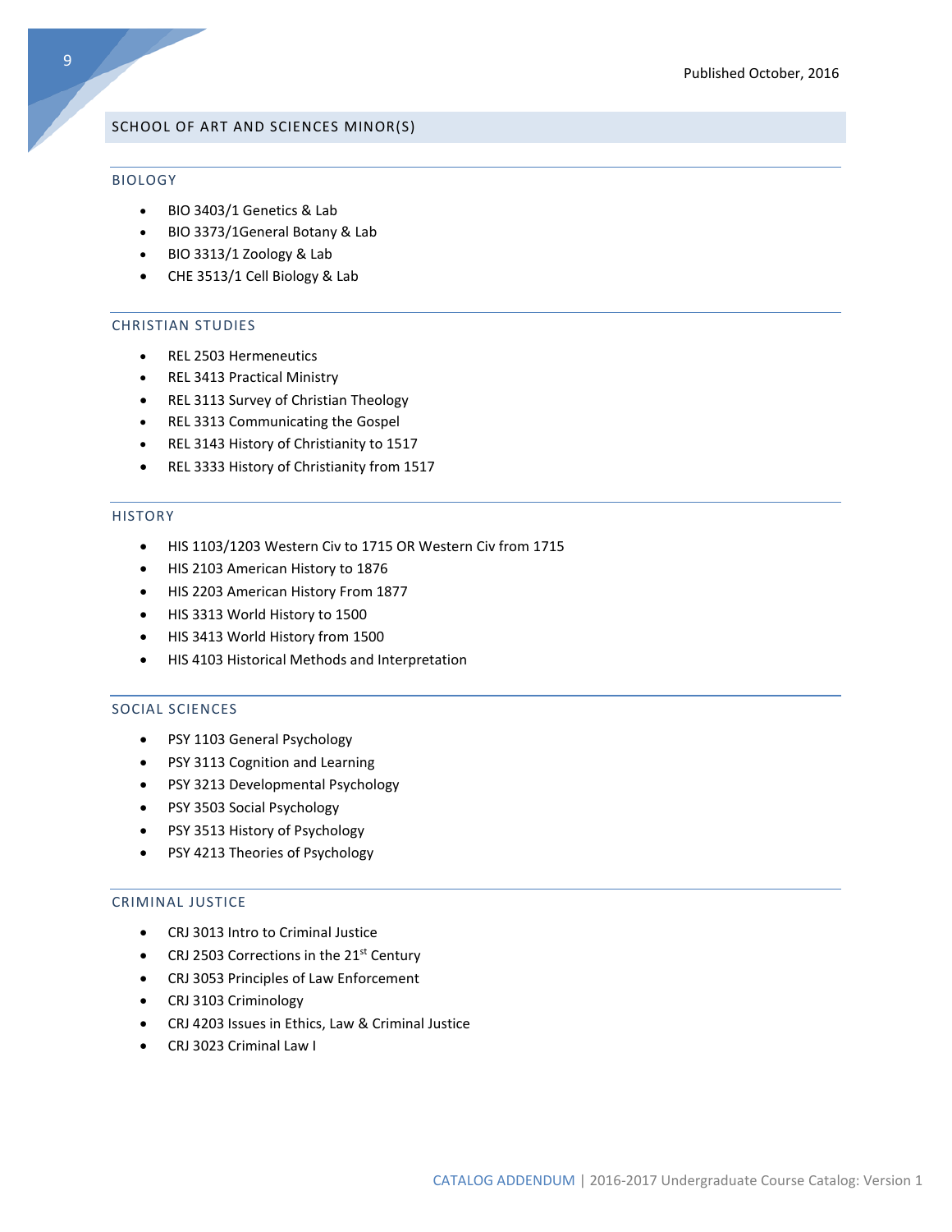## SCHOOL OF ART AND SCIENCES MINOR(S)

### BIOLOGY

- BIO 3403/1 Genetics & Lab
- BIO 3373/1General Botany & Lab
- BIO 3313/1 Zoology & Lab
- CHE 3513/1 Cell Biology & Lab

### CHRISTIAN STUDIES

- REL 2503 Hermeneutics
- REL 3413 Practical Ministry
- REL 3113 Survey of Christian Theology
- REL 3313 Communicating the Gospel
- REL 3143 History of Christianity to 1517
- REL 3333 History of Christianity from 1517

### HISTORY

- HIS 1103/1203 Western Civ to 1715 OR Western Civ from 1715
- HIS 2103 American History to 1876
- HIS 2203 American History From 1877
- HIS 3313 World History to 1500
- HIS 3413 World History from 1500
- HIS 4103 Historical Methods and Interpretation

### SOCIAL SCIENCES

- PSY 1103 General Psychology
- PSY 3113 Cognition and Learning
- PSY 3213 Developmental Psychology
- PSY 3503 Social Psychology
- PSY 3513 History of Psychology
- PSY 4213 Theories of Psychology

### CRIMINAL JUSTICE

- CRJ 3013 Intro to Criminal Justice
- CRJ 2503 Corrections in the 21st Century
- CRJ 3053 Principles of Law Enforcement
- CRJ 3103 Criminology
- CRJ 4203 Issues in Ethics, Law & Criminal Justice
- CRJ 3023 Criminal Law I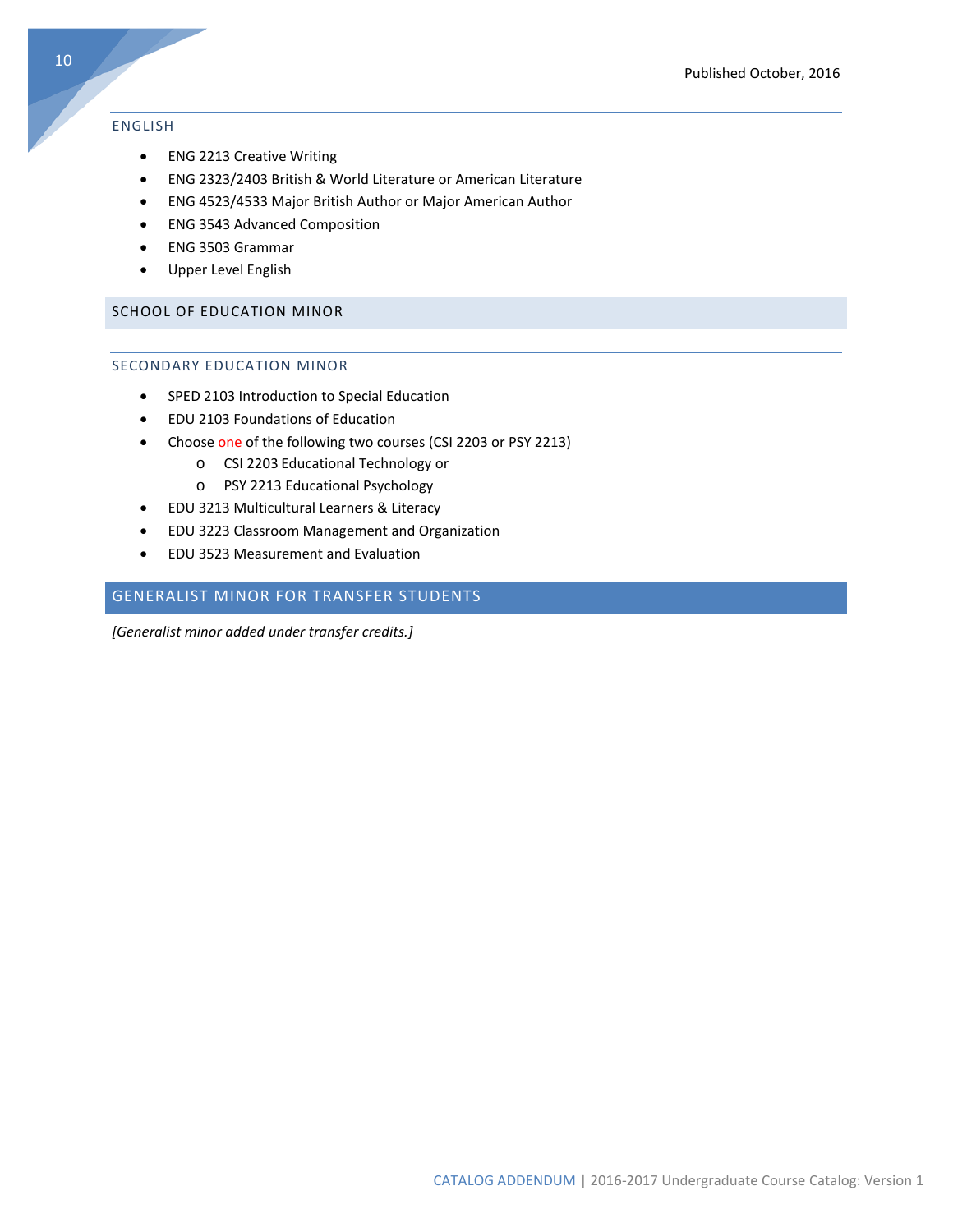### ENGLISH

- ENG 2213 Creative Writing
- ENG 2323/2403 British & World Literature or American Literature
- ENG 4523/4533 Major British Author or Major American Author
- ENG 3543 Advanced Composition
- ENG 3503 Grammar
- Upper Level English

## SCHOOL OF EDUCATION MINOR

### SECONDARY EDUCATION MINOR

- SPED 2103 Introduction to Special Education
- EDU 2103 Foundations of Education
- Choose one of the following two courses (CSI 2203 or PSY 2213)
    - CSI 2203 Educational Technology or
    - PSY 2213 Educational Psychology
- EDU 3213 Multicultural Learners & Literacy
- EDU 3223 Classroom Management and Organization
- EDU 3523 Measurement and Evaluation

## GENERALIST MINOR FOR TRANSFER STUDENTS

*[Generalist minor added under transfer credits.]*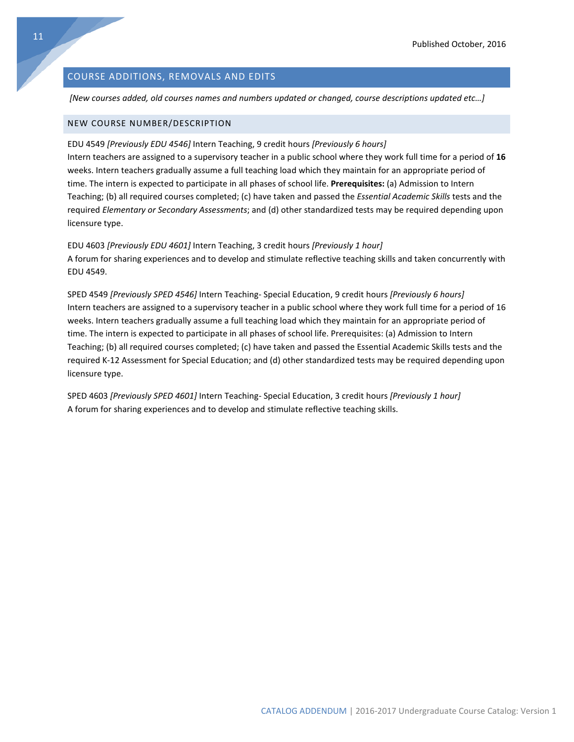## COURSE ADDITIONS, REMOVALS AND EDITS

*[New courses added, old courses names and numbers updated or changed, course descriptions updated etc…]*

### NEW COURSE NUMBER/DESCRIPTION

EDU 4549 *[Previously EDU 4546]* Intern Teaching, 9 credit hours *[Previously 6 hours]*
Intern teachers are assigned to a supervisory teacher in a public school where they work full time for a period of **16** weeks. Intern teachers gradually assume a full teaching load which they maintain for an appropriate period of time. The intern is expected to participate in all phases of school life. **Prerequisites:** (a) Admission to Intern Teaching; (b) all required courses completed; (c) have taken and passed the *Essential Academic Skills* tests and the required *Elementary or Secondary Assessments*; and (d) other standardized tests may be required depending upon licensure type.

EDU 4603 *[Previously EDU 4601]* Intern Teaching, 3 credit hours *[Previously 1 hour]*
A forum for sharing experiences and to develop and stimulate reflective teaching skills and taken concurrently with EDU 4549.

SPED 4549 *[Previously SPED 4546]* Intern Teaching- Special Education, 9 credit hours *[Previously 6 hours]*
Intern teachers are assigned to a supervisory teacher in a public school where they work full time for a period of 16 weeks. Intern teachers gradually assume a full teaching load which they maintain for an appropriate period of time. The intern is expected to participate in all phases of school life. Prerequisites: (a) Admission to Intern Teaching; (b) all required courses completed; (c) have taken and passed the Essential Academic Skills tests and the required K-12 Assessment for Special Education; and (d) other standardized tests may be required depending upon licensure type.

SPED 4603 *[Previously SPED 4601]* Intern Teaching- Special Education, 3 credit hours *[Previously 1 hour]*
A forum for sharing experiences and to develop and stimulate reflective teaching skills.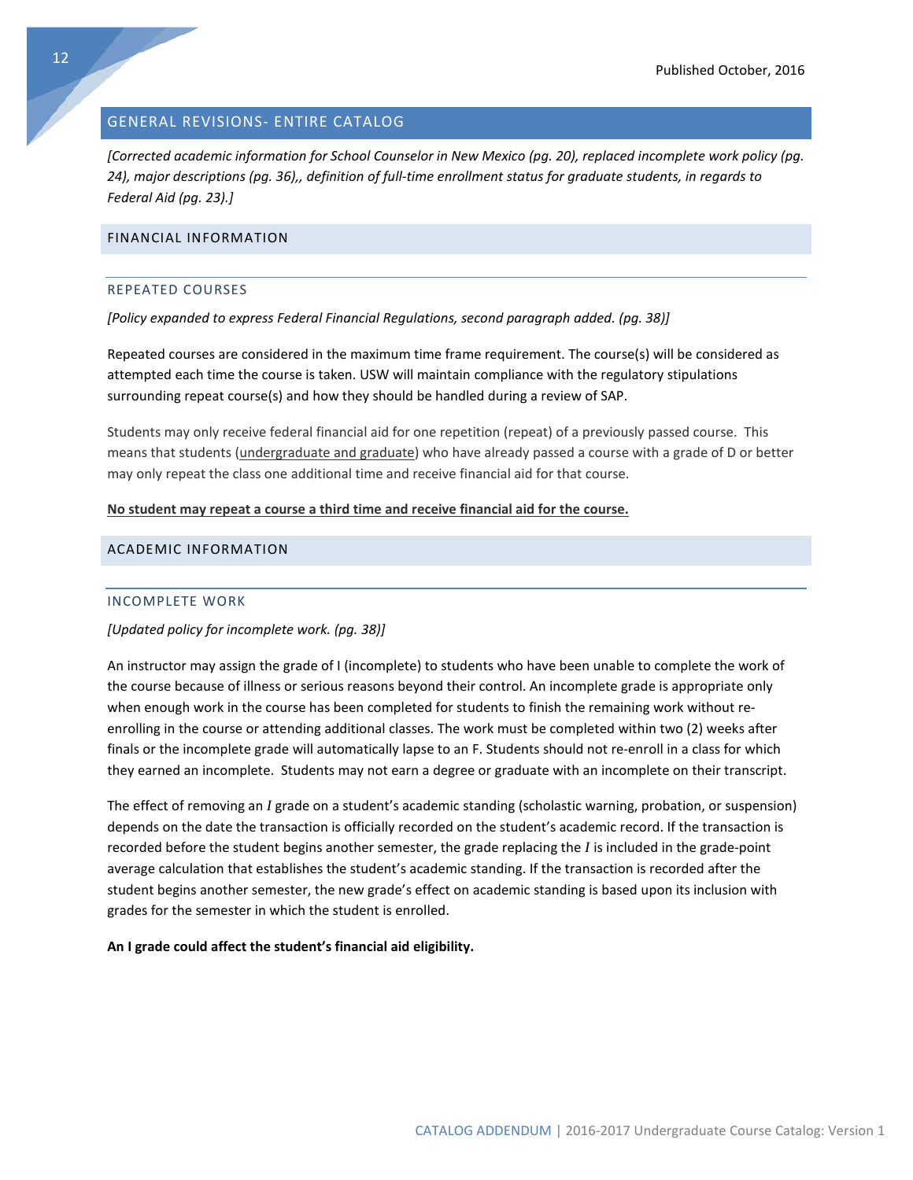## GENERAL REVISIONS- ENTIRE CATALOG

*[Corrected academic information for School Counselor in New Mexico (pg. 20), replaced incomplete work policy (pg. 24), major descriptions (pg. 36),, definition of full-time enrollment status for graduate students, in regards to Federal Aid (pg. 23).]*

## FINANCIAL INFORMATION

### REPEATED COURSES

*[Policy expanded to express Federal Financial Regulations, second paragraph added. (pg. 38)]*

Repeated courses are considered in the maximum time frame requirement. The course(s) will be considered as attempted each time the course is taken. USW will maintain compliance with the regulatory stipulations surrounding repeat course(s) and how they should be handled during a review of SAP.

Students may only receive federal financial aid for one repetition (repeat) of a previously passed course. This means that students (undergraduate and graduate) who have already passed a course with a grade of D or better may only repeat the class one additional time and receive financial aid for that course.

**No student may repeat a course a third time and receive financial aid for the course.**

## ACADEMIC INFORMATION

### INCOMPLETE WORK

*[Updated policy for incomplete work. (pg. 38)]*

An instructor may assign the grade of I (incomplete) to students who have been unable to complete the work of the course because of illness or serious reasons beyond their control. An incomplete grade is appropriate only when enough work in the course has been completed for students to finish the remaining work without re-enrolling in the course or attending additional classes. The work must be completed within two (2) weeks after finals or the incomplete grade will automatically lapse to an F. Students should not re-enroll in a class for which they earned an incomplete. Students may not earn a degree or graduate with an incomplete on their transcript.

The effect of removing an *I* grade on a student's academic standing (scholastic warning, probation, or suspension) depends on the date the transaction is officially recorded on the student's academic record. If the transaction is recorded before the student begins another semester, the grade replacing the *I* is included in the grade-point average calculation that establishes the student's academic standing. If the transaction is recorded after the student begins another semester, the new grade's effect on academic standing is based upon its inclusion with grades for the semester in which the student is enrolled.

**An I grade could affect the student's financial aid eligibility.**